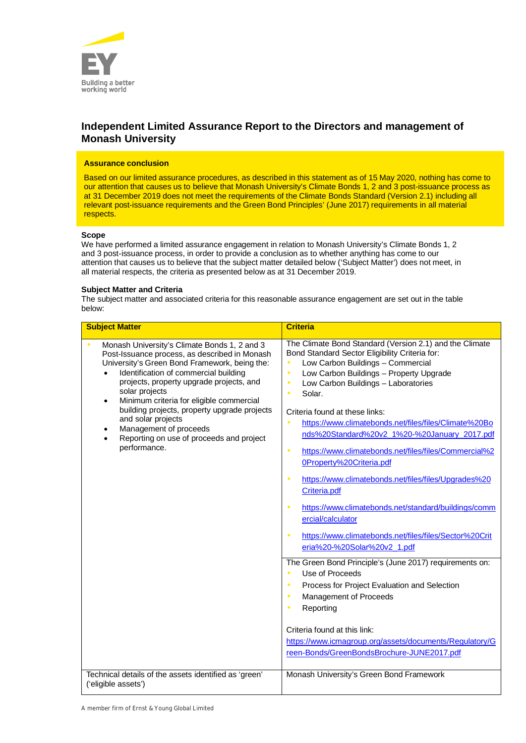# Independent Limited Assurance Report to the Directors and management of Monash University

**Assurance conclusion**

Based on our limited assurance procedures, as described in this statement as of 15 May 2020, nothing has come to our attention that causes us to believe that Monash University's Climate Bonds 1, 2 and 3 post-issuance process as at 31 December 2019 does not meet the requirements of the Climate Bonds Standard (Version 2.1) including all relevant post-issuance requirements and the Green Bond Principles' (June 2017) requirements in all material respects.

**Scope**

We have performed a limited assurance engagement in relation to Monash University's Climate Bonds 1, 2 and 3 post-issuance process, in order to provide a conclusion as to whether anything has come to our attention that causes us to believe that the subject matter detailed below ('Subject Matter') does not meet, in all material respects, the criteria as presented below as at 31 December 2019.

**Subject Matter and Criteria**

The subject matter and associated criteria for this reasonable assurance engagement are set out in the table below:

| Subject Matter | Criteria |
|---|---|
| • Monash University's Climate Bonds 1, 2 and 3 Post-Issuance process, as described in Monash University's Green Bond Framework, being the:<br>• Identification of commercial building projects, property upgrade projects, and solar projects<br>• Minimum criteria for eligible commercial building projects, property upgrade projects and solar projects<br>• Management of proceeds<br>• Reporting on use of proceeds and project performance. | The Climate Bond Standard (Version 2.1) and the Climate Bond Standard Sector Eligibility Criteria for:<br>• Low Carbon Buildings – Commercial<br>• Low Carbon Buildings – Property Upgrade<br>• Low Carbon Buildings – Laboratories<br>• Solar.<br><br>Criteria found at these links:<br>• https://www.climatebonds.net/files/files/Climate%20Bonds%20Standard%20v2_1%20-%20January_2017.pdf<br>• https://www.climatebonds.net/files/files/Commercial%20Property%20Criteria.pdf<br>• https://www.climatebonds.net/files/files/Upgrades%20Criteria.pdf<br>• https://www.climatebonds.net/standard/buildings/commercial/calculator<br>• https://www.climatebonds.net/files/files/Sector%20Criteria%20-%20Solar%20v2_1.pdf |
| | The Green Bond Principle's (June 2017) requirements on:<br>• Use of Proceeds<br>• Process for Project Evaluation and Selection<br>• Management of Proceeds<br>• Reporting<br><br>Criteria found at this link:<br>https://www.icmagroup.org/assets/documents/Regulatory/Green-Bonds/GreenBondsBrochure-JUNE2017.pdf |
| Technical details of the assets identified as 'green' ('eligible assets') | Monash University's Green Bond Framework |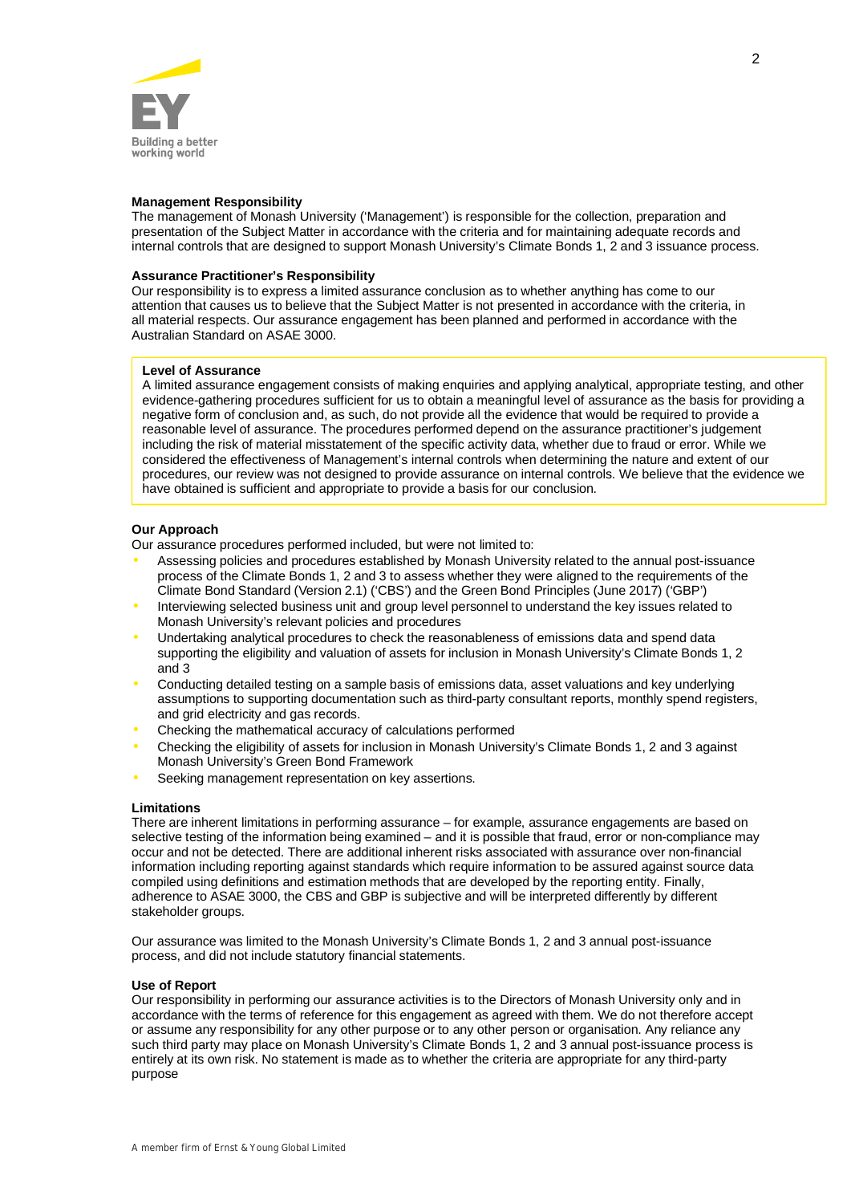**Management Responsibility**
The management of Monash University ('Management') is responsible for the collection, preparation and presentation of the Subject Matter in accordance with the criteria and for maintaining adequate records and internal controls that are designed to support Monash University's Climate Bonds 1, 2 and 3 issuance process.

**Assurance Practitioner's Responsibility**
Our responsibility is to express a limited assurance conclusion as to whether anything has come to our attention that causes us to believe that the Subject Matter is not presented in accordance with the criteria, in all material respects. Our assurance engagement has been planned and performed in accordance with the Australian Standard on ASAE 3000.

**Level of Assurance**
A limited assurance engagement consists of making enquiries and applying analytical, appropriate testing, and other evidence-gathering procedures sufficient for us to obtain a meaningful level of assurance as the basis for providing a negative form of conclusion and, as such, do not provide all the evidence that would be required to provide a reasonable level of assurance. The procedures performed depend on the assurance practitioner's judgement including the risk of material misstatement of the specific activity data, whether due to fraud or error. While we considered the effectiveness of Management's internal controls when determining the nature and extent of our procedures, our review was not designed to provide assurance on internal controls. We believe that the evidence we have obtained is sufficient and appropriate to provide a basis for our conclusion.

**Our Approach**
Our assurance procedures performed included, but were not limited to:

- Assessing policies and procedures established by Monash University related to the annual post-issuance process of the Climate Bonds 1, 2 and 3 to assess whether they were aligned to the requirements of the Climate Bond Standard (Version 2.1) ('CBS') and the Green Bond Principles (June 2017) ('GBP')
- Interviewing selected business unit and group level personnel to understand the key issues related to Monash University's relevant policies and procedures
- Undertaking analytical procedures to check the reasonableness of emissions data and spend data supporting the eligibility and valuation of assets for inclusion in Monash University's Climate Bonds 1, 2 and 3
- Conducting detailed testing on a sample basis of emissions data, asset valuations and key underlying assumptions to supporting documentation such as third-party consultant reports, monthly spend registers, and grid electricity and gas records.
- Checking the mathematical accuracy of calculations performed
- Checking the eligibility of assets for inclusion in Monash University's Climate Bonds 1, 2 and 3 against Monash University's Green Bond Framework
- Seeking management representation on key assertions.

**Limitations**
There are inherent limitations in performing assurance – for example, assurance engagements are based on selective testing of the information being examined – and it is possible that fraud, error or non-compliance may occur and not be detected. There are additional inherent risks associated with assurance over non-financial information including reporting against standards which require information to be assured against source data compiled using definitions and estimation methods that are developed by the reporting entity. Finally, adherence to ASAE 3000, the CBS and GBP is subjective and will be interpreted differently by different stakeholder groups.

Our assurance was limited to the Monash University's Climate Bonds 1, 2 and 3 annual post-issuance process, and did not include statutory financial statements.

**Use of Report**
Our responsibility in performing our assurance activities is to the Directors of Monash University only and in accordance with the terms of reference for this engagement as agreed with them. We do not therefore accept or assume any responsibility for any other purpose or to any other person or organisation. Any reliance any such third party may place on Monash University's Climate Bonds 1, 2 and 3 annual post-issuance process is entirely at its own risk. No statement is made as to whether the criteria are appropriate for any third-party purpose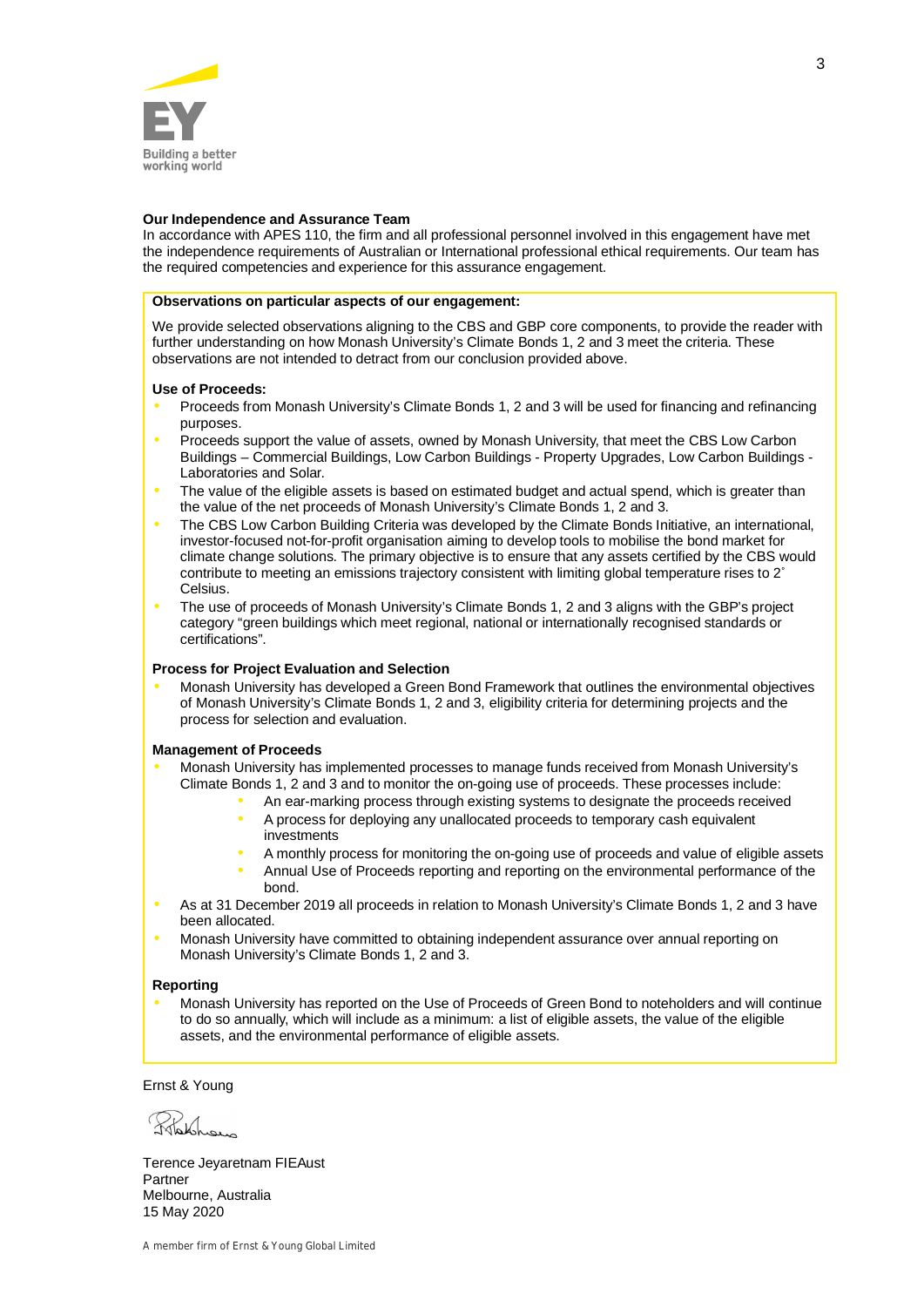**Our Independence and Assurance Team**

In accordance with APES 110, the firm and all professional personnel involved in this engagement have met the independence requirements of Australian or International professional ethical requirements. Our team has the required competencies and experience for this assurance engagement.

**Observations on particular aspects of our engagement:**

We provide selected observations aligning to the CBS and GBP core components, to provide the reader with further understanding on how Monash University's Climate Bonds 1, 2 and 3 meet the criteria. These observations are not intended to detract from our conclusion provided above.

**Use of Proceeds:**

- Proceeds from Monash University's Climate Bonds 1, 2 and 3 will be used for financing and refinancing purposes.
- Proceeds support the value of assets, owned by Monash University, that meet the CBS Low Carbon Buildings – Commercial Buildings, Low Carbon Buildings - Property Upgrades, Low Carbon Buildings - Laboratories and Solar.
- The value of the eligible assets is based on estimated budget and actual spend, which is greater than the value of the net proceeds of Monash University's Climate Bonds 1, 2 and 3.
- The CBS Low Carbon Building Criteria was developed by the Climate Bonds Initiative, an international, investor-focused not-for-profit organisation aiming to develop tools to mobilise the bond market for climate change solutions. The primary objective is to ensure that any assets certified by the CBS would contribute to meeting an emissions trajectory consistent with limiting global temperature rises to 2˚ Celsius.
- The use of proceeds of Monash University's Climate Bonds 1, 2 and 3 aligns with the GBP's project category "green buildings which meet regional, national or internationally recognised standards or certifications".

**Process for Project Evaluation and Selection**

- Monash University has developed a Green Bond Framework that outlines the environmental objectives of Monash University's Climate Bonds 1, 2 and 3, eligibility criteria for determining projects and the process for selection and evaluation.

**Management of Proceeds**

- Monash University has implemented processes to manage funds received from Monash University's Climate Bonds 1, 2 and 3 and to monitor the on-going use of proceeds. These processes include:
    - An ear-marking process through existing systems to designate the proceeds received
    - A process for deploying any unallocated proceeds to temporary cash equivalent investments
    - A monthly process for monitoring the on-going use of proceeds and value of eligible assets
    - Annual Use of Proceeds reporting and reporting on the environmental performance of the bond.
- As at 31 December 2019 all proceeds in relation to Monash University's Climate Bonds 1, 2 and 3 have been allocated.
- Monash University have committed to obtaining independent assurance over annual reporting on Monash University's Climate Bonds 1, 2 and 3.

**Reporting**

- Monash University has reported on the Use of Proceeds of Green Bond to noteholders and will continue to do so annually, which will include as a minimum: a list of eligible assets, the value of the eligible assets, and the environmental performance of eligible assets.

Ernst & Young

Terence Jeyaretnam FIEAust
Partner
Melbourne, Australia
15 May 2020

A member firm of Ernst & Young Global Limited